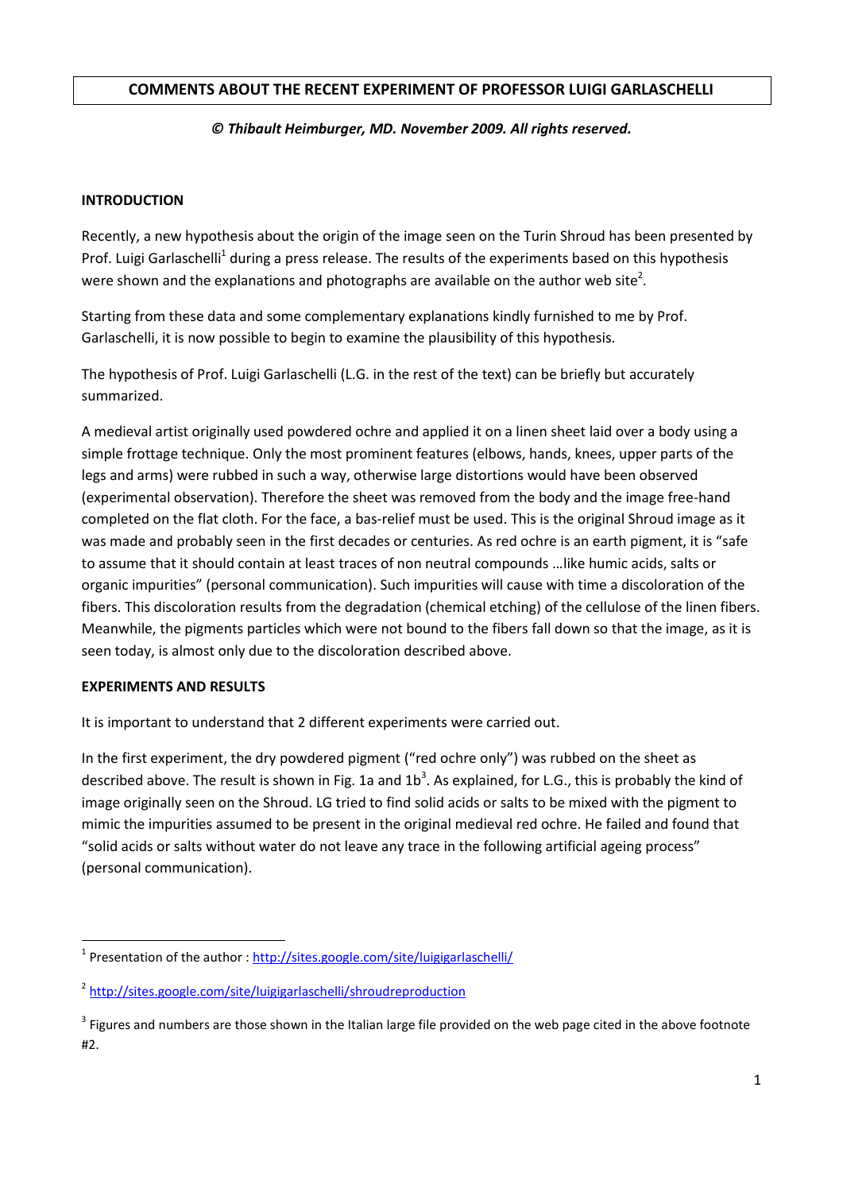# COMMENTS ABOUT THE RECENT EXPERIMENT OF PROFESSOR LUIGI GARLASCHELLI

***© Thibault Heimburger, MD. November 2009. All rights reserved.***

**INTRODUCTION**

Recently, a new hypothesis about the origin of the image seen on the Turin Shroud has been presented by Prof. Luigi Garlaschelli[1] during a press release. The results of the experiments based on this hypothesis were shown and the explanations and photographs are available on the author web site[2].

Starting from these data and some complementary explanations kindly furnished to me by Prof. Garlaschelli, it is now possible to begin to examine the plausibility of this hypothesis.

The hypothesis of Prof. Luigi Garlaschelli (L.G. in the rest of the text) can be briefly but accurately summarized.

A medieval artist originally used powdered ochre and applied it on a linen sheet laid over a body using a simple frottage technique. Only the most prominent features (elbows, hands, knees, upper parts of the legs and arms) were rubbed in such a way, otherwise large distortions would have been observed (experimental observation). Therefore the sheet was removed from the body and the image free-hand completed on the flat cloth. For the face, a bas-relief must be used. This is the original Shroud image as it was made and probably seen in the first decades or centuries. As red ochre is an earth pigment, it is "safe to assume that it should contain at least traces of non neutral compounds …like humic acids, salts or organic impurities" (personal communication). Such impurities will cause with time a discoloration of the fibers. This discoloration results from the degradation (chemical etching) of the cellulose of the linen fibers. Meanwhile, the pigments particles which were not bound to the fibers fall down so that the image, as it is seen today, is almost only due to the discoloration described above.

**EXPERIMENTS AND RESULTS**

It is important to understand that 2 different experiments were carried out.

In the first experiment, the dry powdered pigment ("red ochre only") was rubbed on the sheet as described above. The result is shown in Fig. 1a and 1b[3]. As explained, for L.G., this is probably the kind of image originally seen on the Shroud. LG tried to find solid acids or salts to be mixed with the pigment to mimic the impurities assumed to be present in the original medieval red ochre. He failed and found that "solid acids or salts without water do not leave any trace in the following artificial ageing process" (personal communication).

---

[1] Presentation of the author : http://sites.google.com/site/luigigarlaschelli/

[2] http://sites.google.com/site/luigigarlaschelli/shroudreproduction

[3] Figures and numbers are those shown in the Italian large file provided on the web page cited in the above footnote #2.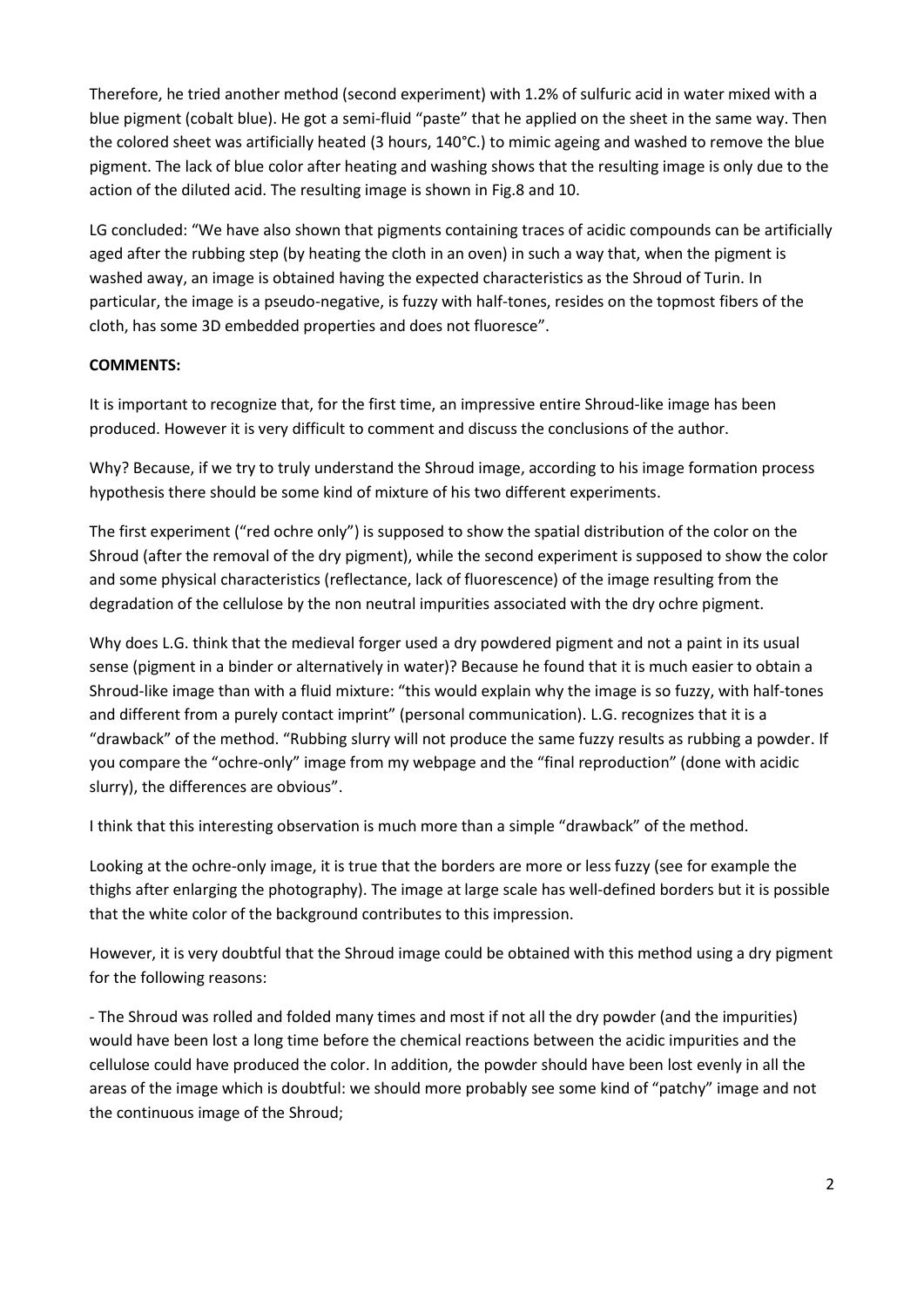Therefore, he tried another method (second experiment) with 1.2% of sulfuric acid in water mixed with a blue pigment (cobalt blue). He got a semi-fluid "paste" that he applied on the sheet in the same way. Then the colored sheet was artificially heated (3 hours, 140°C.) to mimic ageing and washed to remove the blue pigment. The lack of blue color after heating and washing shows that the resulting image is only due to the action of the diluted acid. The resulting image is shown in Fig.8 and 10.

LG concluded: "We have also shown that pigments containing traces of acidic compounds can be artificially aged after the rubbing step (by heating the cloth in an oven) in such a way that, when the pigment is washed away, an image is obtained having the expected characteristics as the Shroud of Turin. In particular, the image is a pseudo-negative, is fuzzy with half-tones, resides on the topmost fibers of the cloth, has some 3D embedded properties and does not fluoresce".

**COMMENTS:**

It is important to recognize that, for the first time, an impressive entire Shroud-like image has been produced. However it is very difficult to comment and discuss the conclusions of the author.

Why? Because, if we try to truly understand the Shroud image, according to his image formation process hypothesis there should be some kind of mixture of his two different experiments.

The first experiment ("red ochre only") is supposed to show the spatial distribution of the color on the Shroud (after the removal of the dry pigment), while the second experiment is supposed to show the color and some physical characteristics (reflectance, lack of fluorescence) of the image resulting from the degradation of the cellulose by the non neutral impurities associated with the dry ochre pigment.

Why does L.G. think that the medieval forger used a dry powdered pigment and not a paint in its usual sense (pigment in a binder or alternatively in water)? Because he found that it is much easier to obtain a Shroud-like image than with a fluid mixture: "this would explain why the image is so fuzzy, with half-tones and different from a purely contact imprint" (personal communication). L.G. recognizes that it is a "drawback" of the method. "Rubbing slurry will not produce the same fuzzy results as rubbing a powder. If you compare the "ochre-only" image from my webpage and the "final reproduction" (done with acidic slurry), the differences are obvious".

I think that this interesting observation is much more than a simple "drawback" of the method.

Looking at the ochre-only image, it is true that the borders are more or less fuzzy (see for example the thighs after enlarging the photography). The image at large scale has well-defined borders but it is possible that the white color of the background contributes to this impression.

However, it is very doubtful that the Shroud image could be obtained with this method using a dry pigment for the following reasons:

- The Shroud was rolled and folded many times and most if not all the dry powder (and the impurities) would have been lost a long time before the chemical reactions between the acidic impurities and the cellulose could have produced the color. In addition, the powder should have been lost evenly in all the areas of the image which is doubtful: we should more probably see some kind of "patchy" image and not the continuous image of the Shroud;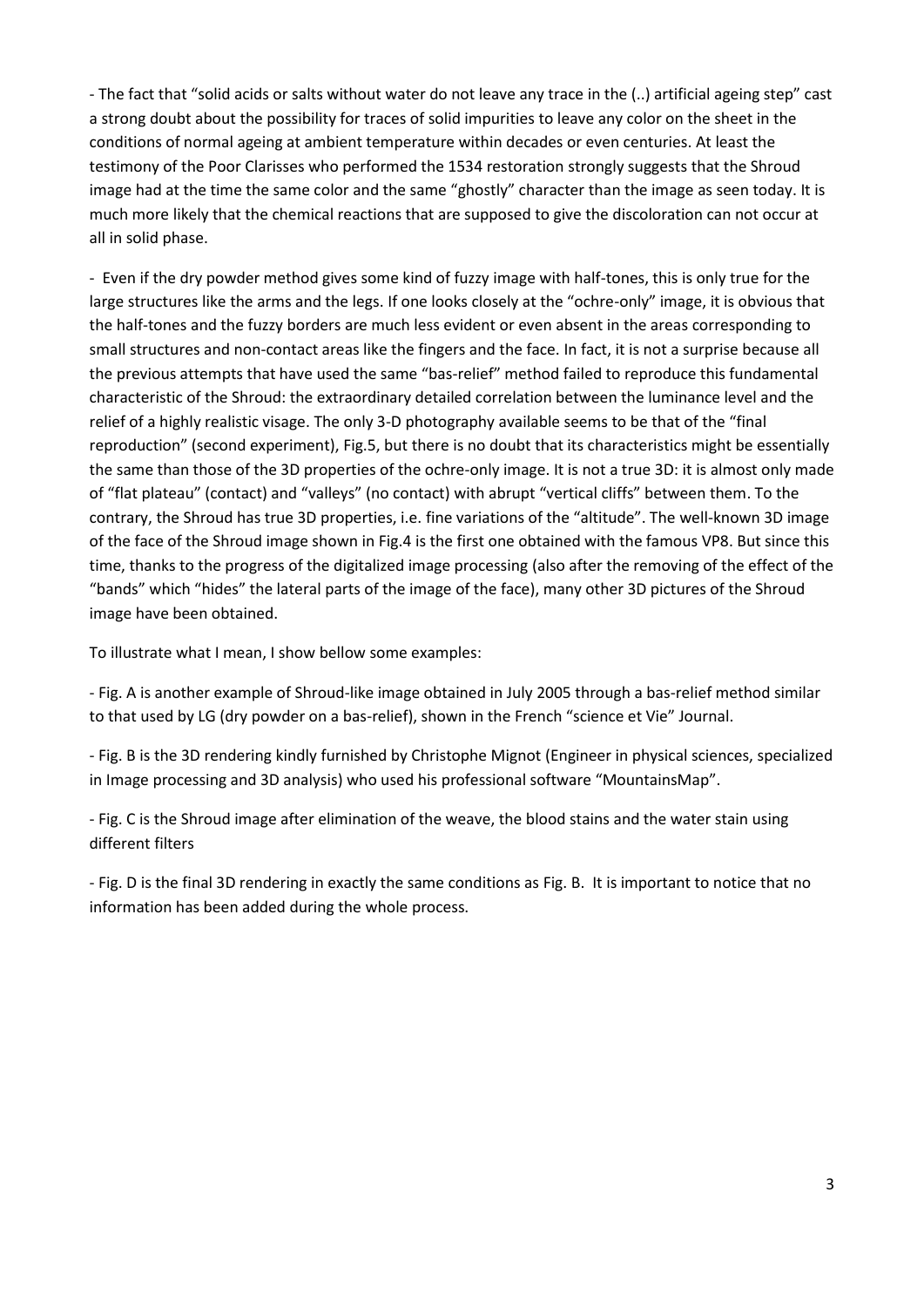- The fact that "solid acids or salts without water do not leave any trace in the (..) artificial ageing step" cast a strong doubt about the possibility for traces of solid impurities to leave any color on the sheet in the conditions of normal ageing at ambient temperature within decades or even centuries. At least the testimony of the Poor Clarisses who performed the 1534 restoration strongly suggests that the Shroud image had at the time the same color and the same "ghostly" character than the image as seen today. It is much more likely that the chemical reactions that are supposed to give the discoloration can not occur at all in solid phase.

- Even if the dry powder method gives some kind of fuzzy image with half-tones, this is only true for the large structures like the arms and the legs. If one looks closely at the "ochre-only" image, it is obvious that the half-tones and the fuzzy borders are much less evident or even absent in the areas corresponding to small structures and non-contact areas like the fingers and the face. In fact, it is not a surprise because all the previous attempts that have used the same "bas-relief" method failed to reproduce this fundamental characteristic of the Shroud: the extraordinary detailed correlation between the luminance level and the relief of a highly realistic visage. The only 3-D photography available seems to be that of the "final reproduction" (second experiment), Fig.5, but there is no doubt that its characteristics might be essentially the same than those of the 3D properties of the ochre-only image. It is not a true 3D: it is almost only made of "flat plateau" (contact) and "valleys" (no contact) with abrupt "vertical cliffs" between them. To the contrary, the Shroud has true 3D properties, i.e. fine variations of the "altitude". The well-known 3D image of the face of the Shroud image shown in Fig.4 is the first one obtained with the famous VP8. But since this time, thanks to the progress of the digitalized image processing (also after the removing of the effect of the "bands" which "hides" the lateral parts of the image of the face), many other 3D pictures of the Shroud image have been obtained.

To illustrate what I mean, I show bellow some examples:

- Fig. A is another example of Shroud-like image obtained in July 2005 through a bas-relief method similar to that used by LG (dry powder on a bas-relief), shown in the French "science et Vie" Journal.

- Fig. B is the 3D rendering kindly furnished by Christophe Mignot (Engineer in physical sciences, specialized in Image processing and 3D analysis) who used his professional software "MountainsMap".

- Fig. C is the Shroud image after elimination of the weave, the blood stains and the water stain using different filters

- Fig. D is the final 3D rendering in exactly the same conditions as Fig. B. It is important to notice that no information has been added during the whole process.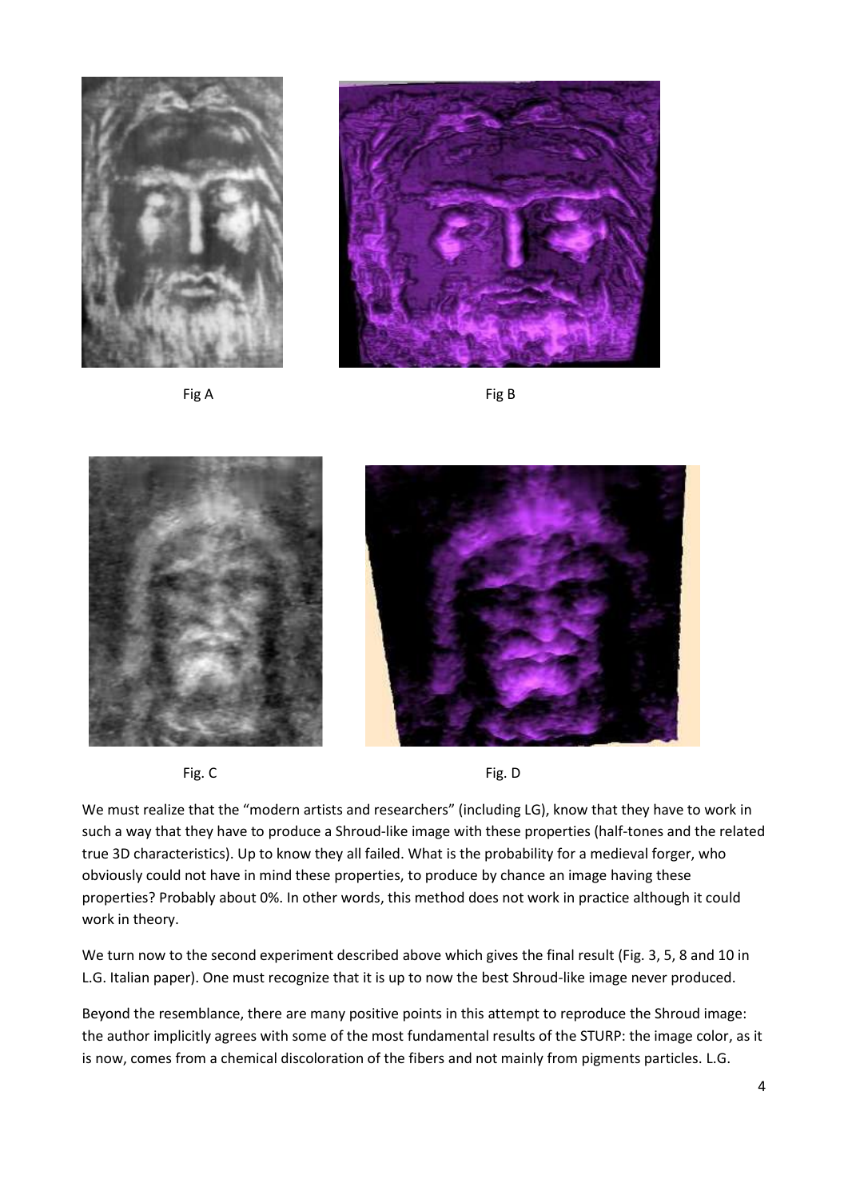Fig A

Fig B

Fig. C

Fig. D

We must realize that the "modern artists and researchers" (including LG), know that they have to work in such a way that they have to produce a Shroud-like image with these properties (half-tones and the related true 3D characteristics). Up to know they all failed. What is the probability for a medieval forger, who obviously could not have in mind these properties, to produce by chance an image having these properties? Probably about 0%. In other words, this method does not work in practice although it could work in theory.

We turn now to the second experiment described above which gives the final result (Fig. 3, 5, 8 and 10 in L.G. Italian paper). One must recognize that it is up to now the best Shroud-like image never produced.

Beyond the resemblance, there are many positive points in this attempt to reproduce the Shroud image: the author implicitly agrees with some of the most fundamental results of the STURP: the image color, as it is now, comes from a chemical discoloration of the fibers and not mainly from pigments particles. L.G.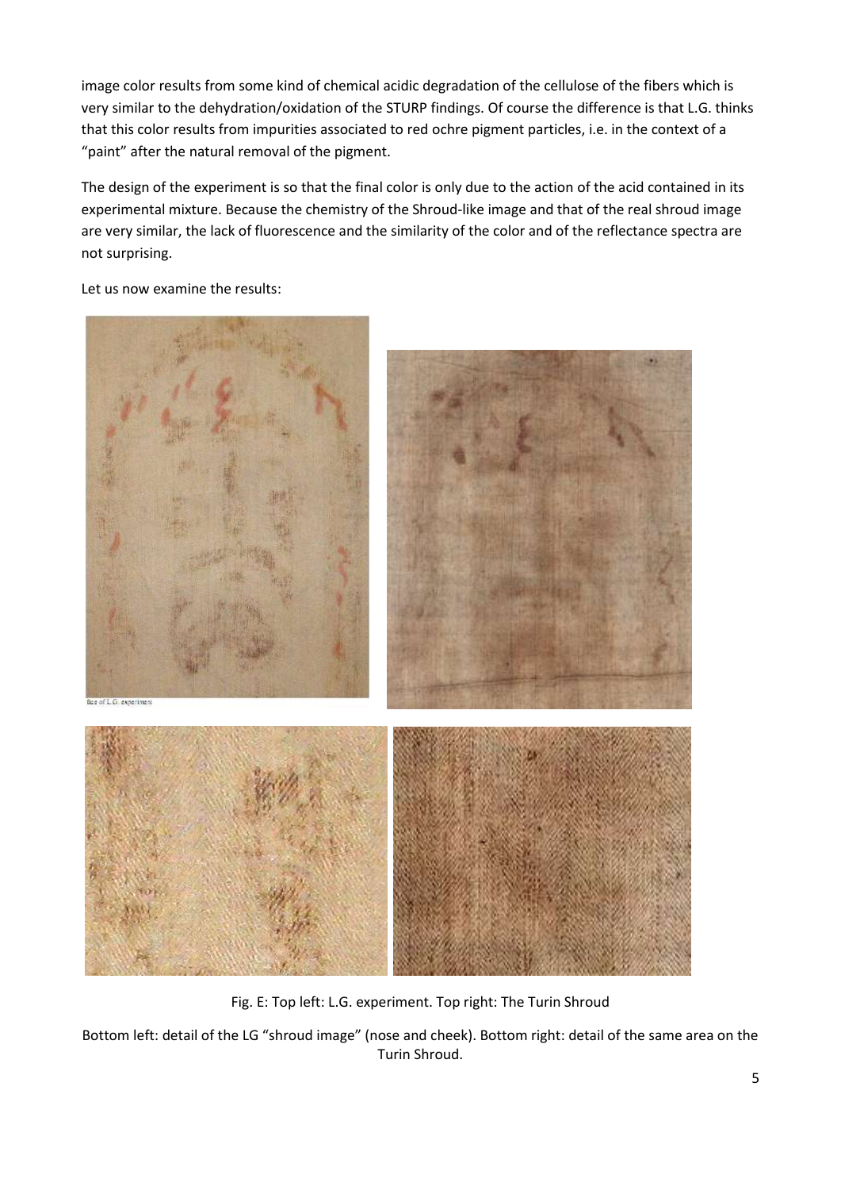image color results from some kind of chemical acidic degradation of the cellulose of the fibers which is very similar to the dehydration/oxidation of the STURP findings. Of course the difference is that L.G. thinks that this color results from impurities associated to red ochre pigment particles, i.e. in the context of a "paint" after the natural removal of the pigment.

The design of the experiment is so that the final color is only due to the action of the acid contained in its experimental mixture. Because the chemistry of the Shroud-like image and that of the real shroud image are very similar, the lack of fluorescence and the similarity of the color and of the reflectance spectra are not surprising.

Let us now examine the results:

Fig. E: Top left: L.G. experiment. Top right: The Turin Shroud

Bottom left: detail of the LG "shroud image" (nose and cheek). Bottom right: detail of the same area on the Turin Shroud.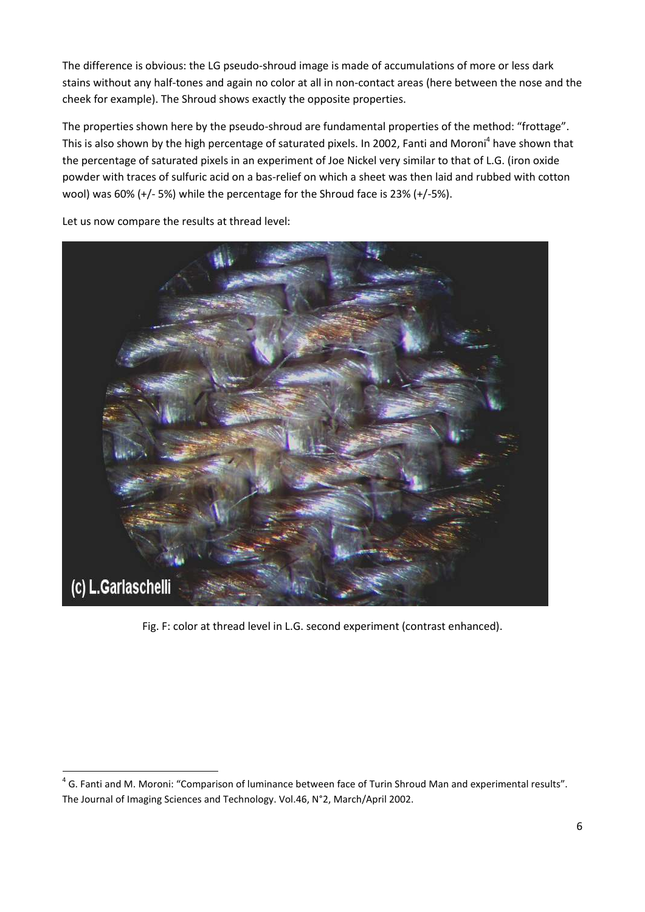The difference is obvious: the LG pseudo-shroud image is made of accumulations of more or less dark stains without any half-tones and again no color at all in non-contact areas (here between the nose and the cheek for example). The Shroud shows exactly the opposite properties.

The properties shown here by the pseudo-shroud are fundamental properties of the method: "frottage". This is also shown by the high percentage of saturated pixels. In 2002, Fanti and Moroni[4] have shown that the percentage of saturated pixels in an experiment of Joe Nickel very similar to that of L.G. (iron oxide powder with traces of sulfuric acid on a bas-relief on which a sheet was then laid and rubbed with cotton wool) was 60% (+/- 5%) while the percentage for the Shroud face is 23% (+/-5%).

Let us now compare the results at thread level:

Fig. F: color at thread level in L.G. second experiment (contrast enhanced).

[4] G. Fanti and M. Moroni: "Comparison of luminance between face of Turin Shroud Man and experimental results". The Journal of Imaging Sciences and Technology. Vol.46, N°2, March/April 2002.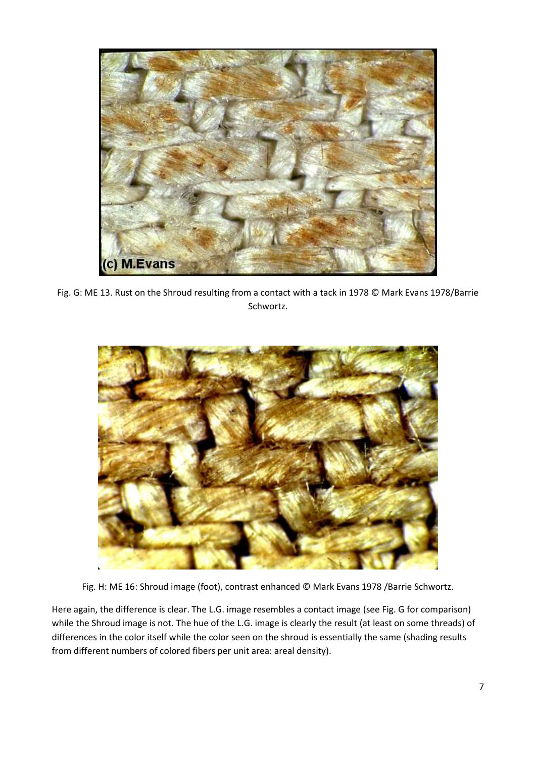Fig. G: ME 13. Rust on the Shroud resulting from a contact with a tack in 1978 © Mark Evans 1978/Barrie Schwortz.

Fig. H: ME 16: Shroud image (foot), contrast enhanced © Mark Evans 1978 /Barrie Schwortz.

Here again, the difference is clear. The L.G. image resembles a contact image (see Fig. G for comparison) while the Shroud image is not. The hue of the L.G. image is clearly the result (at least on some threads) of differences in the color itself while the color seen on the shroud is essentially the same (shading results from different numbers of colored fibers per unit area: areal density).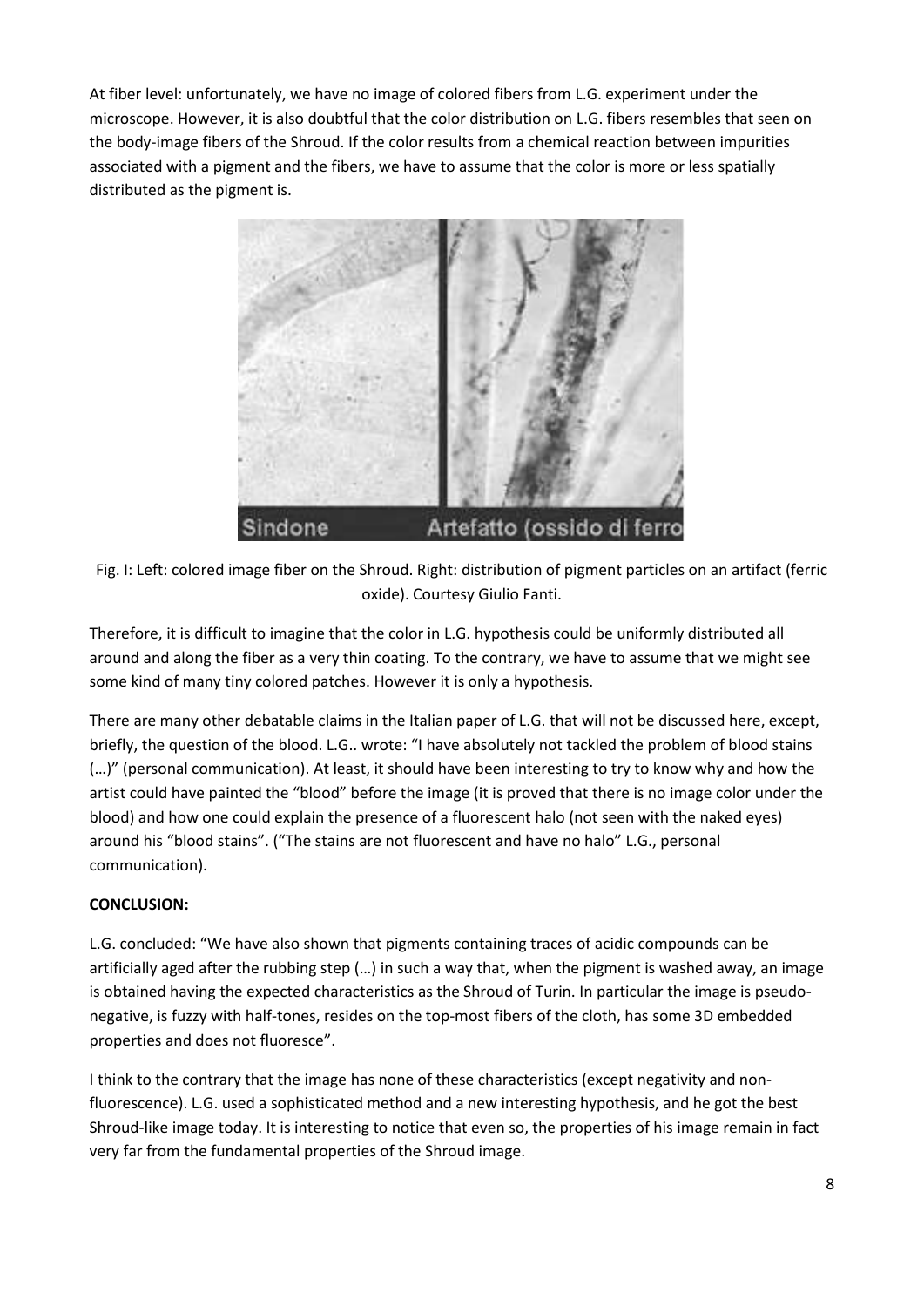At fiber level: unfortunately, we have no image of colored fibers from L.G. experiment under the microscope. However, it is also doubtful that the color distribution on L.G. fibers resembles that seen on the body-image fibers of the Shroud. If the color results from a chemical reaction between impurities associated with a pigment and the fibers, we have to assume that the color is more or less spatially distributed as the pigment is.

Fig. I: Left: colored image fiber on the Shroud. Right: distribution of pigment particles on an artifact (ferric oxide). Courtesy Giulio Fanti.

Therefore, it is difficult to imagine that the color in L.G. hypothesis could be uniformly distributed all around and along the fiber as a very thin coating. To the contrary, we have to assume that we might see some kind of many tiny colored patches. However it is only a hypothesis.

There are many other debatable claims in the Italian paper of L.G. that will not be discussed here, except, briefly, the question of the blood. L.G.. wrote: "I have absolutely not tackled the problem of blood stains (…)" (personal communication). At least, it should have been interesting to try to know why and how the artist could have painted the "blood" before the image (it is proved that there is no image color under the blood) and how one could explain the presence of a fluorescent halo (not seen with the naked eyes) around his "blood stains". ("The stains are not fluorescent and have no halo" L.G., personal communication).

**CONCLUSION:**

L.G. concluded: "We have also shown that pigments containing traces of acidic compounds can be artificially aged after the rubbing step (…) in such a way that, when the pigment is washed away, an image is obtained having the expected characteristics as the Shroud of Turin. In particular the image is pseudo-negative, is fuzzy with half-tones, resides on the top-most fibers of the cloth, has some 3D embedded properties and does not fluoresce".

I think to the contrary that the image has none of these characteristics (except negativity and non-fluorescence). L.G. used a sophisticated method and a new interesting hypothesis, and he got the best Shroud-like image today. It is interesting to notice that even so, the properties of his image remain in fact very far from the fundamental properties of the Shroud image.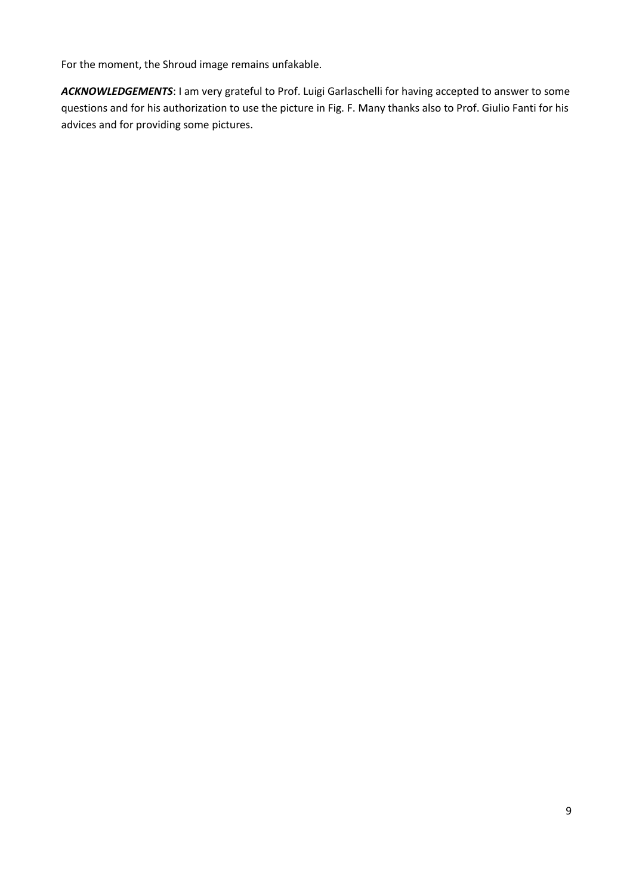For the moment, the Shroud image remains unfakable.

***ACKNOWLEDGEMENTS***: I am very grateful to Prof. Luigi Garlaschelli for having accepted to answer to some questions and for his authorization to use the picture in Fig. F. Many thanks also to Prof. Giulio Fanti for his advices and for providing some pictures.